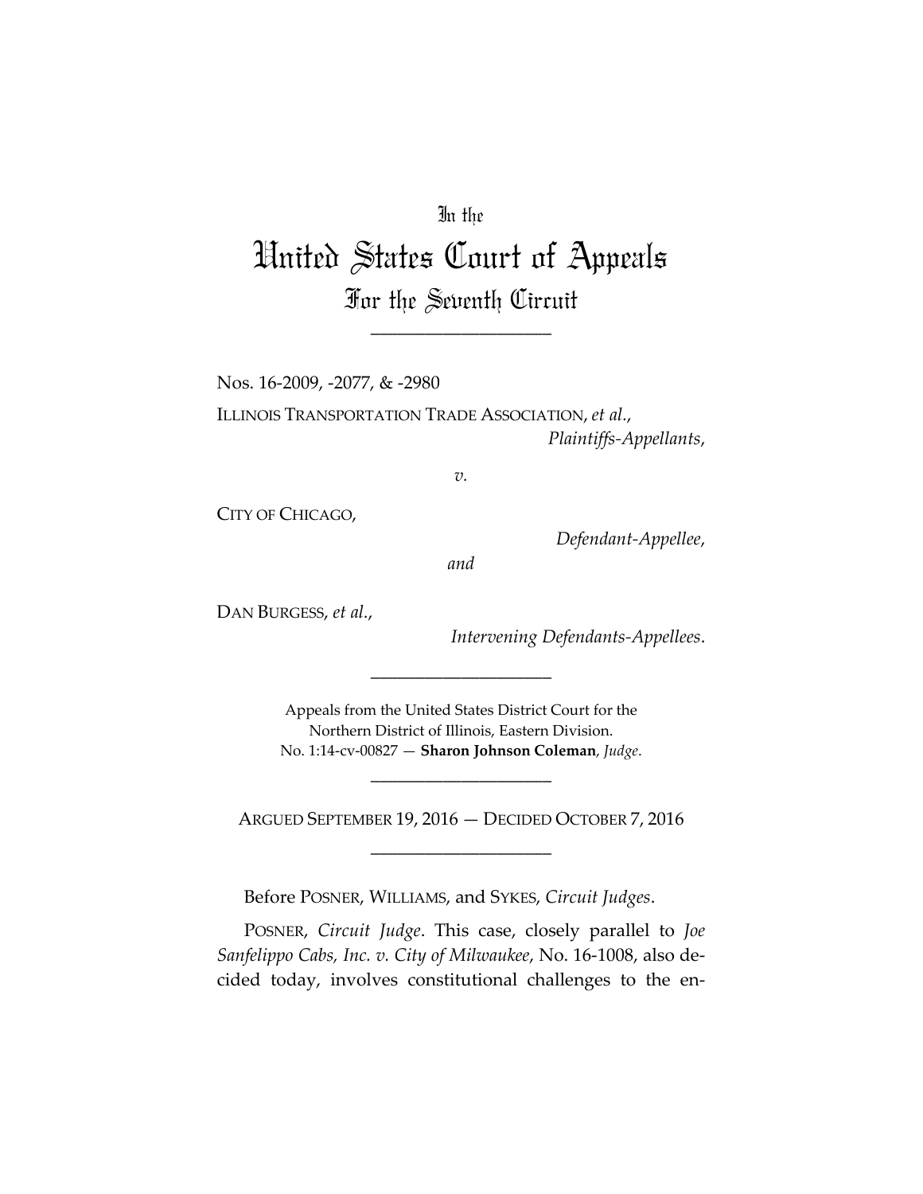In the

# United States Court of Appeals

## For the Seventh Circuit

____________________

Nos. 16-2009, -2077, & -2980

ILLINOIS TRANSPORTATION TRADE ASSOCIATION, *et al.*,

*Plaintiffs-Appellants*,

*v.*

CITY OF CHICAGO,

*Defendant-Appellee*,

*and*

DAN BURGESS, *et al.*,

*Intervening Defendants-Appellees*.

____________________

Appeals from the United States District Court for the Northern District of Illinois, Eastern Division.
No. 1:14-cv-00827 — **Sharon Johnson Coleman**, *Judge*.

____________________

ARGUED SEPTEMBER 19, 2016 — DECIDED OCTOBER 7, 2016

____________________

Before POSNER, WILLIAMS, and SYKES, *Circuit Judges*.

POSNER, *Circuit Judge*. This case, closely parallel to *Joe Sanfelippo Cabs, Inc. v. City of Milwaukee*, No. 16-1008, also decided today, involves constitutional challenges to the en-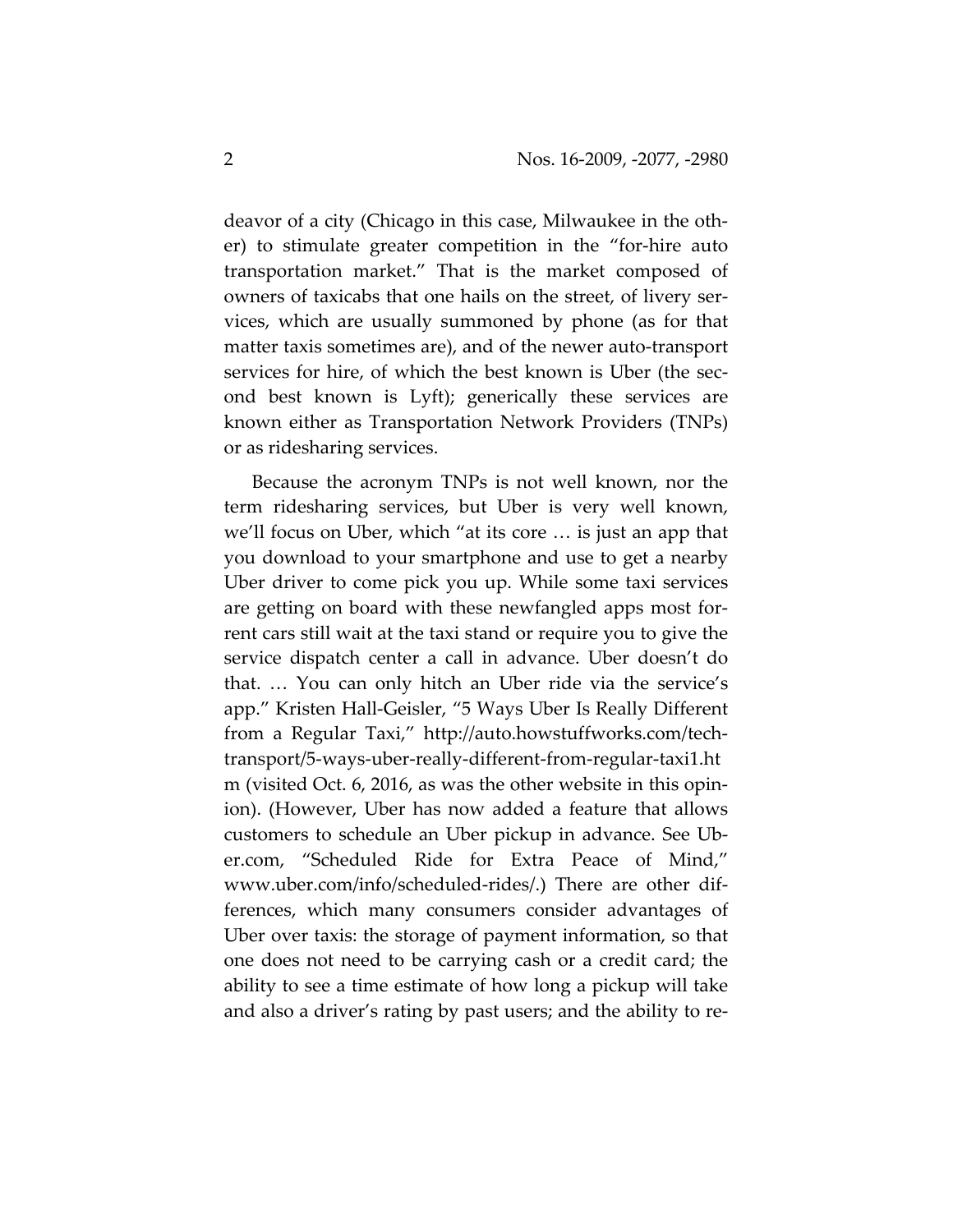deavor of a city (Chicago in this case, Milwaukee in the other) to stimulate greater competition in the "for-hire auto transportation market." That is the market composed of owners of taxicabs that one hails on the street, of livery services, which are usually summoned by phone (as for that matter taxis sometimes are), and of the newer auto-transport services for hire, of which the best known is Uber (the second best known is Lyft); generically these services are known either as Transportation Network Providers (TNPs) or as ridesharing services.

Because the acronym TNPs is not well known, nor the term ridesharing services, but Uber is very well known, we'll focus on Uber, which "at its core … is just an app that you download to your smartphone and use to get a nearby Uber driver to come pick you up. While some taxi services are getting on board with these newfangled apps most for-rent cars still wait at the taxi stand or require you to give the service dispatch center a call in advance. Uber doesn't do that. … You can only hitch an Uber ride via the service's app." Kristen Hall-Geisler, "5 Ways Uber Is Really Different from a Regular Taxi," http://auto.howstuffworks.com/tech-transport/5-ways-uber-really-different-from-regular-taxi1.htm (visited Oct. 6, 2016, as was the other website in this opinion). (However, Uber has now added a feature that allows customers to schedule an Uber pickup in advance. See Uber.com, "Scheduled Ride for Extra Peace of Mind," www.uber.com/info/scheduled-rides/.) There are other differences, which many consumers consider advantages of Uber over taxis: the storage of payment information, so that one does not need to be carrying cash or a credit card; the ability to see a time estimate of how long a pickup will take and also a driver's rating by past users; and the ability to re-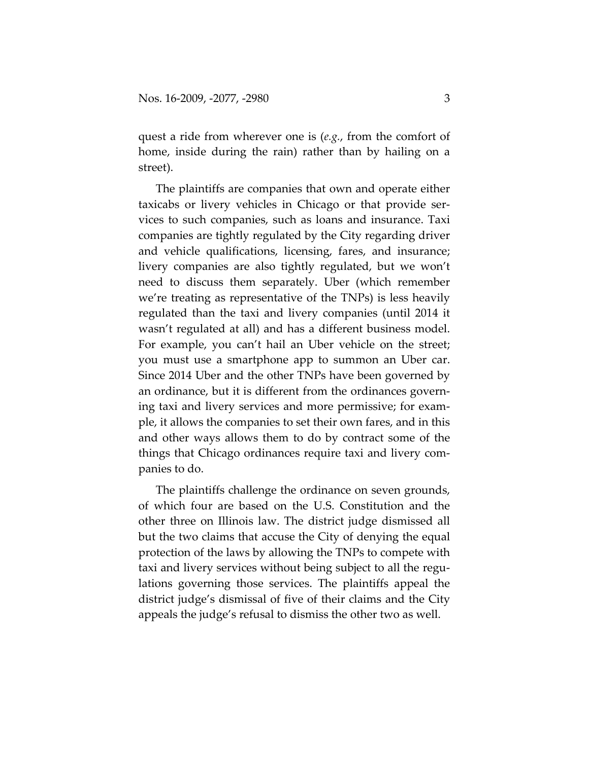quest a ride from wherever one is (*e.g.*, from the comfort of home, inside during the rain) rather than by hailing on a street).

The plaintiffs are companies that own and operate either taxicabs or livery vehicles in Chicago or that provide services to such companies, such as loans and insurance. Taxi companies are tightly regulated by the City regarding driver and vehicle qualifications, licensing, fares, and insurance; livery companies are also tightly regulated, but we won't need to discuss them separately. Uber (which remember we're treating as representative of the TNPs) is less heavily regulated than the taxi and livery companies (until 2014 it wasn't regulated at all) and has a different business model. For example, you can't hail an Uber vehicle on the street; you must use a smartphone app to summon an Uber car. Since 2014 Uber and the other TNPs have been governed by an ordinance, but it is different from the ordinances governing taxi and livery services and more permissive; for example, it allows the companies to set their own fares, and in this and other ways allows them to do by contract some of the things that Chicago ordinances require taxi and livery companies to do.

The plaintiffs challenge the ordinance on seven grounds, of which four are based on the U.S. Constitution and the other three on Illinois law. The district judge dismissed all but the two claims that accuse the City of denying the equal protection of the laws by allowing the TNPs to compete with taxi and livery services without being subject to all the regulations governing those services. The plaintiffs appeal the district judge's dismissal of five of their claims and the City appeals the judge's refusal to dismiss the other two as well.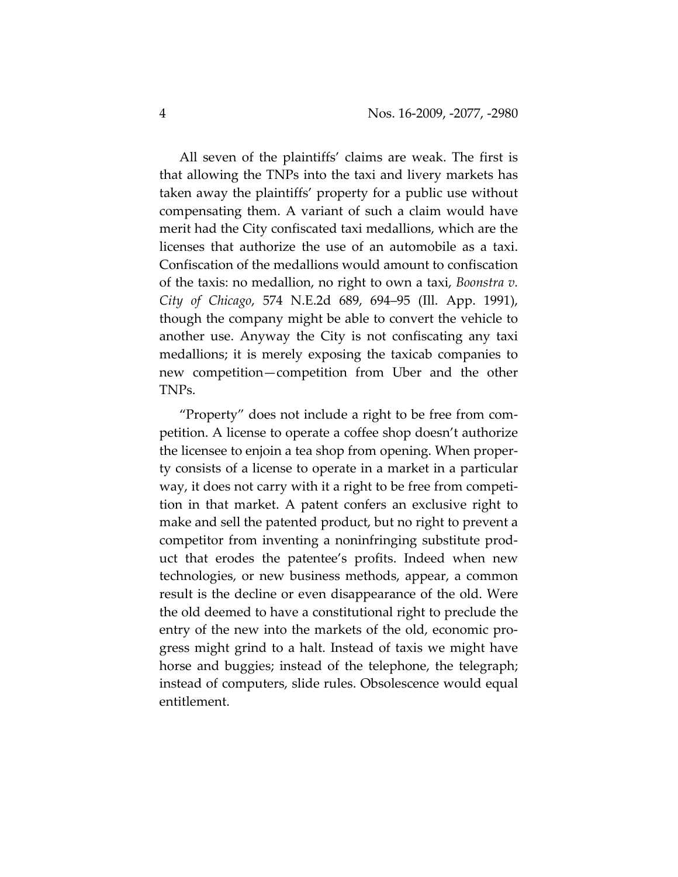All seven of the plaintiffs' claims are weak. The first is that allowing the TNPs into the taxi and livery markets has taken away the plaintiffs' property for a public use without compensating them. A variant of such a claim would have merit had the City confiscated taxi medallions, which are the licenses that authorize the use of an automobile as a taxi. Confiscation of the medallions would amount to confiscation of the taxis: no medallion, no right to own a taxi, *Boonstra v. City of Chicago*, 574 N.E.2d 689, 694–95 (Ill. App. 1991), though the company might be able to convert the vehicle to another use. Anyway the City is not confiscating any taxi medallions; it is merely exposing the taxicab companies to new competition—competition from Uber and the other TNPs.

"Property" does not include a right to be free from competition. A license to operate a coffee shop doesn't authorize the licensee to enjoin a tea shop from opening. When property consists of a license to operate in a market in a particular way, it does not carry with it a right to be free from competition in that market. A patent confers an exclusive right to make and sell the patented product, but no right to prevent a competitor from inventing a noninfringing substitute product that erodes the patentee's profits. Indeed when new technologies, or new business methods, appear, a common result is the decline or even disappearance of the old. Were the old deemed to have a constitutional right to preclude the entry of the new into the markets of the old, economic progress might grind to a halt. Instead of taxis we might have horse and buggies; instead of the telephone, the telegraph; instead of computers, slide rules. Obsolescence would equal entitlement.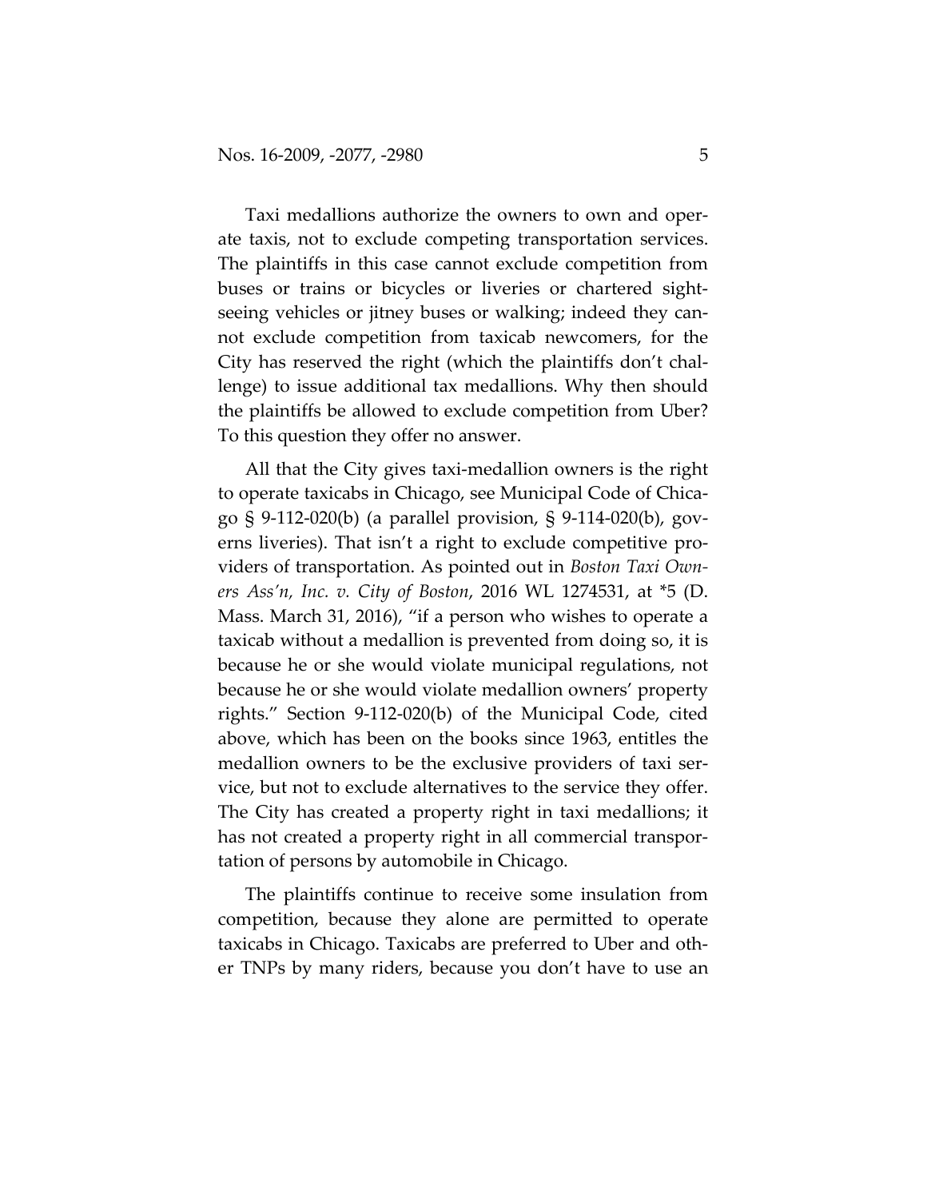Taxi medallions authorize the owners to own and operate taxis, not to exclude competing transportation services. The plaintiffs in this case cannot exclude competition from buses or trains or bicycles or liveries or chartered sightseeing vehicles or jitney buses or walking; indeed they cannot exclude competition from taxicab newcomers, for the City has reserved the right (which the plaintiffs don't challenge) to issue additional tax medallions. Why then should the plaintiffs be allowed to exclude competition from Uber? To this question they offer no answer.

All that the City gives taxi-medallion owners is the right to operate taxicabs in Chicago, see Municipal Code of Chicago § 9-112-020(b) (a parallel provision, § 9-114-020(b), governs liveries). That isn't a right to exclude competitive providers of transportation. As pointed out in *Boston Taxi Owners Ass'n, Inc. v. City of Boston*, 2016 WL 1274531, at *5 (D. Mass. March 31, 2016), "if a person who wishes to operate a taxicab without a medallion is prevented from doing so, it is because he or she would violate municipal regulations, not because he or she would violate medallion owners' property rights." Section 9-112-020(b) of the Municipal Code, cited above, which has been on the books since 1963, entitles the medallion owners to be the exclusive providers of taxi service, but not to exclude alternatives to the service they offer. The City has created a property right in taxi medallions; it has not created a property right in all commercial transportation of persons by automobile in Chicago.

The plaintiffs continue to receive some insulation from competition, because they alone are permitted to operate taxicabs in Chicago. Taxicabs are preferred to Uber and other TNPs by many riders, because you don't have to use an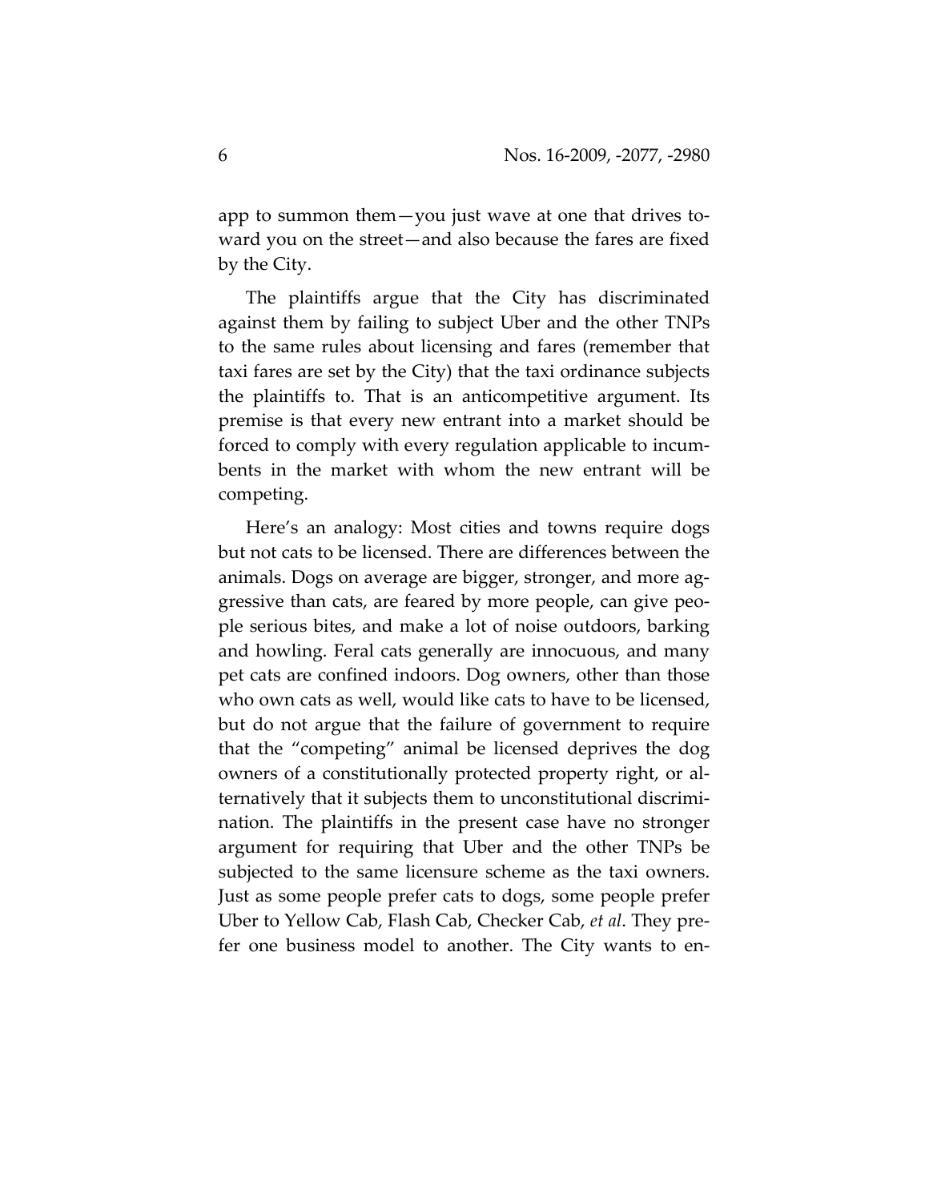app to summon them—you just wave at one that drives toward you on the street—and also because the fares are fixed by the City.

The plaintiffs argue that the City has discriminated against them by failing to subject Uber and the other TNPs to the same rules about licensing and fares (remember that taxi fares are set by the City) that the taxi ordinance subjects the plaintiffs to. That is an anticompetitive argument. Its premise is that every new entrant into a market should be forced to comply with every regulation applicable to incumbents in the market with whom the new entrant will be competing.

Here's an analogy: Most cities and towns require dogs but not cats to be licensed. There are differences between the animals. Dogs on average are bigger, stronger, and more aggressive than cats, are feared by more people, can give people serious bites, and make a lot of noise outdoors, barking and howling. Feral cats generally are innocuous, and many pet cats are confined indoors. Dog owners, other than those who own cats as well, would like cats to have to be licensed, but do not argue that the failure of government to require that the "competing" animal be licensed deprives the dog owners of a constitutionally protected property right, or alternatively that it subjects them to unconstitutional discrimination. The plaintiffs in the present case have no stronger argument for requiring that Uber and the other TNPs be subjected to the same licensure scheme as the taxi owners. Just as some people prefer cats to dogs, some people prefer Uber to Yellow Cab, Flash Cab, Checker Cab, *et al*. They prefer one business model to another. The City wants to en-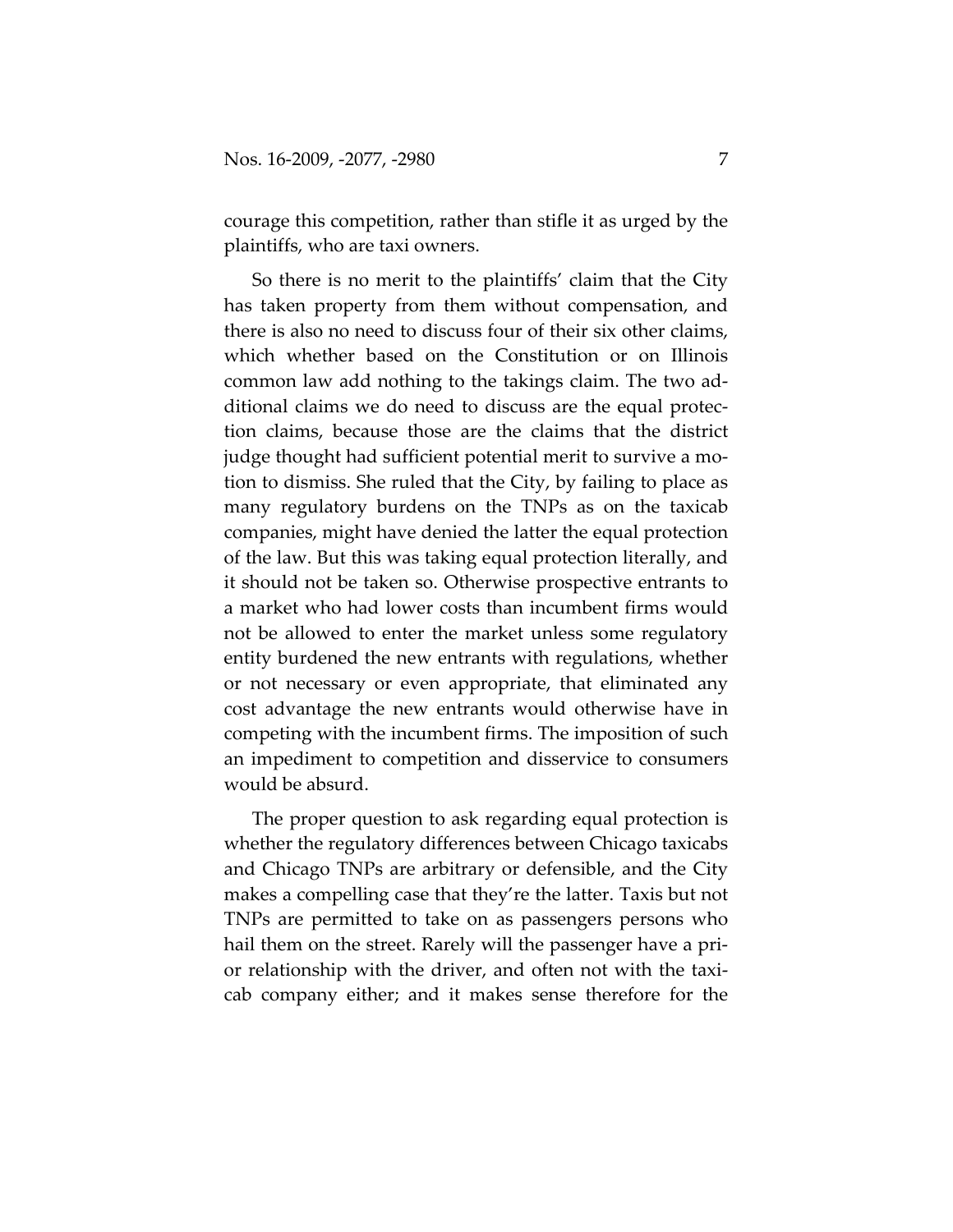courage this competition, rather than stifle it as urged by the plaintiffs, who are taxi owners.

So there is no merit to the plaintiffs' claim that the City has taken property from them without compensation, and there is also no need to discuss four of their six other claims, which whether based on the Constitution or on Illinois common law add nothing to the takings claim. The two additional claims we do need to discuss are the equal protection claims, because those are the claims that the district judge thought had sufficient potential merit to survive a motion to dismiss. She ruled that the City, by failing to place as many regulatory burdens on the TNPs as on the taxicab companies, might have denied the latter the equal protection of the law. But this was taking equal protection literally, and it should not be taken so. Otherwise prospective entrants to a market who had lower costs than incumbent firms would not be allowed to enter the market unless some regulatory entity burdened the new entrants with regulations, whether or not necessary or even appropriate, that eliminated any cost advantage the new entrants would otherwise have in competing with the incumbent firms. The imposition of such an impediment to competition and disservice to consumers would be absurd.

The proper question to ask regarding equal protection is whether the regulatory differences between Chicago taxicabs and Chicago TNPs are arbitrary or defensible, and the City makes a compelling case that they're the latter. Taxis but not TNPs are permitted to take on as passengers persons who hail them on the street. Rarely will the passenger have a prior relationship with the driver, and often not with the taxicab company either; and it makes sense therefore for the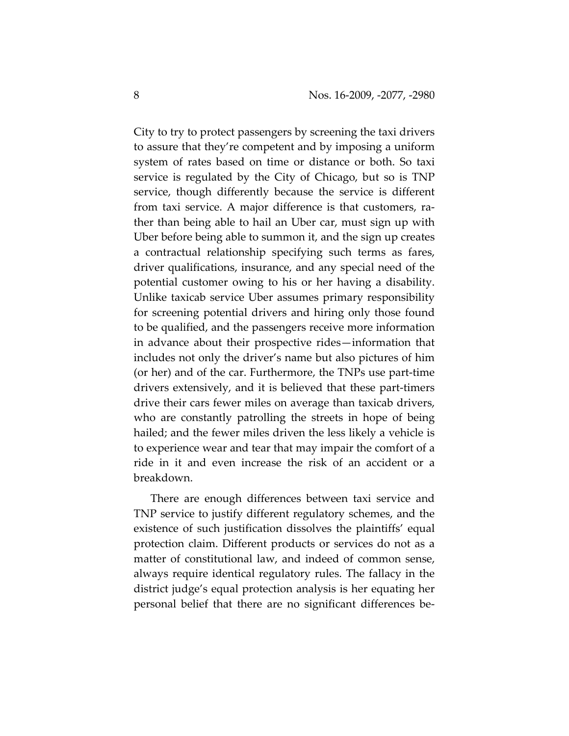City to try to protect passengers by screening the taxi drivers to assure that they're competent and by imposing a uniform system of rates based on time or distance or both. So taxi service is regulated by the City of Chicago, but so is TNP service, though differently because the service is different from taxi service. A major difference is that customers, rather than being able to hail an Uber car, must sign up with Uber before being able to summon it, and the sign up creates a contractual relationship specifying such terms as fares, driver qualifications, insurance, and any special need of the potential customer owing to his or her having a disability. Unlike taxicab service Uber assumes primary responsibility for screening potential drivers and hiring only those found to be qualified, and the passengers receive more information in advance about their prospective rides—information that includes not only the driver's name but also pictures of him (or her) and of the car. Furthermore, the TNPs use part-time drivers extensively, and it is believed that these part-timers drive their cars fewer miles on average than taxicab drivers, who are constantly patrolling the streets in hope of being hailed; and the fewer miles driven the less likely a vehicle is to experience wear and tear that may impair the comfort of a ride in it and even increase the risk of an accident or a breakdown.

There are enough differences between taxi service and TNP service to justify different regulatory schemes, and the existence of such justification dissolves the plaintiffs' equal protection claim. Different products or services do not as a matter of constitutional law, and indeed of common sense, always require identical regulatory rules. The fallacy in the district judge's equal protection analysis is her equating her personal belief that there are no significant differences be-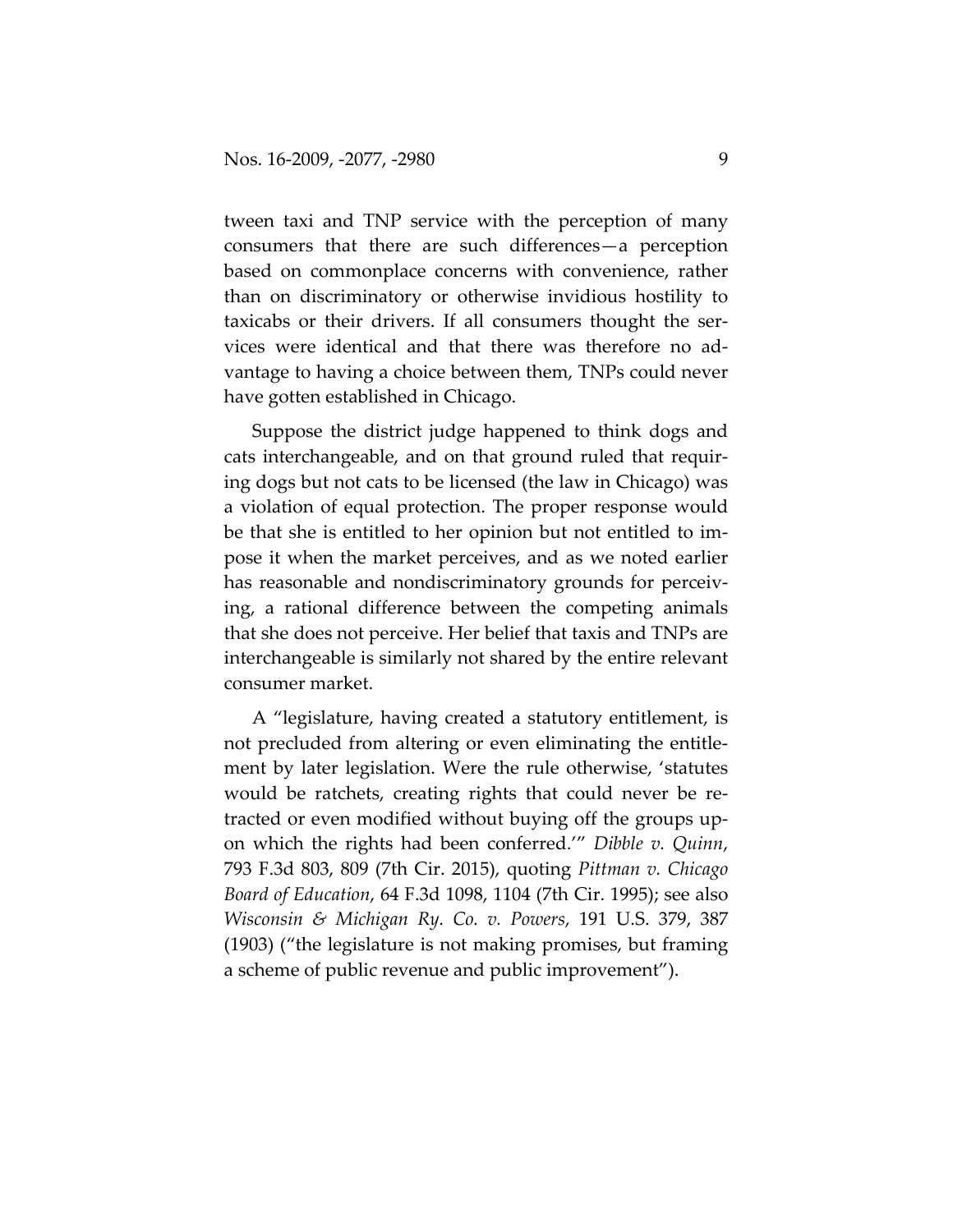tween taxi and TNP service with the perception of many consumers that there are such differences—a perception based on commonplace concerns with convenience, rather than on discriminatory or otherwise invidious hostility to taxicabs or their drivers. If all consumers thought the services were identical and that there was therefore no advantage to having a choice between them, TNPs could never have gotten established in Chicago.

Suppose the district judge happened to think dogs and cats interchangeable, and on that ground ruled that requiring dogs but not cats to be licensed (the law in Chicago) was a violation of equal protection. The proper response would be that she is entitled to her opinion but not entitled to impose it when the market perceives, and as we noted earlier has reasonable and nondiscriminatory grounds for perceiving, a rational difference between the competing animals that she does not perceive. Her belief that taxis and TNPs are interchangeable is similarly not shared by the entire relevant consumer market.

A "legislature, having created a statutory entitlement, is not precluded from altering or even eliminating the entitlement by later legislation. Were the rule otherwise, 'statutes would be ratchets, creating rights that could never be retracted or even modified without buying off the groups upon which the rights had been conferred.'" *Dibble v. Quinn*, 793 F.3d 803, 809 (7th Cir. 2015), quoting *Pittman v. Chicago Board of Education*, 64 F.3d 1098, 1104 (7th Cir. 1995); see also *Wisconsin & Michigan Ry. Co. v. Powers*, 191 U.S. 379, 387 (1903) ("the legislature is not making promises, but framing a scheme of public revenue and public improvement").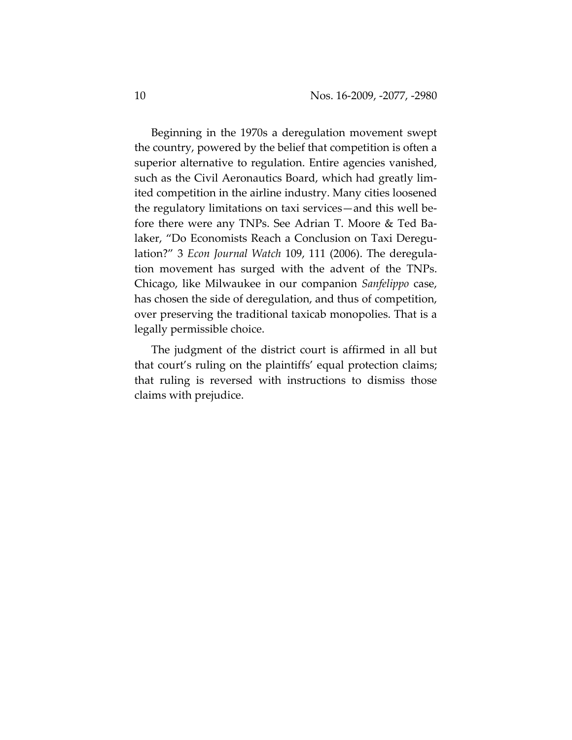Beginning in the 1970s a deregulation movement swept the country, powered by the belief that competition is often a superior alternative to regulation. Entire agencies vanished, such as the Civil Aeronautics Board, which had greatly limited competition in the airline industry. Many cities loosened the regulatory limitations on taxi services—and this well before there were any TNPs. See Adrian T. Moore & Ted Balaker, "Do Economists Reach a Conclusion on Taxi Deregulation?" 3 *Econ Journal Watch* 109, 111 (2006). The deregulation movement has surged with the advent of the TNPs. Chicago, like Milwaukee in our companion *Sanfelippo* case, has chosen the side of deregulation, and thus of competition, over preserving the traditional taxicab monopolies. That is a legally permissible choice.

The judgment of the district court is affirmed in all but that court's ruling on the plaintiffs' equal protection claims; that ruling is reversed with instructions to dismiss those claims with prejudice.